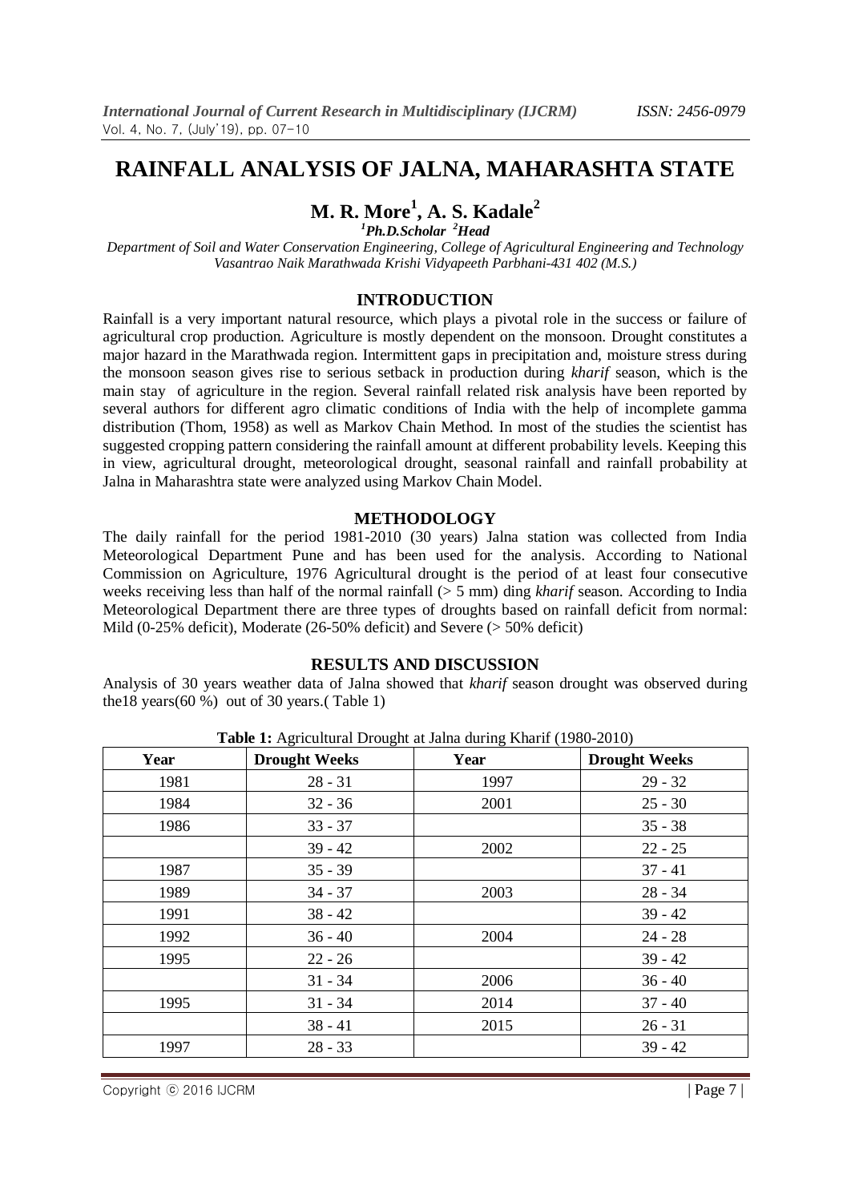# RAINFALL ANALYSIS OF JALNA, MAHARASHTA STATE

## M. R. More[1], A. S. Kadale[2]

*[1]Ph.D.Scholar [2]Head*

*Department of Soil and Water Conservation Engineering, College of Agricultural Engineering and Technology Vasantrao Naik Marathwada Krishi Vidyapeeth Parbhani-431 402 (M.S.)*

### INTRODUCTION

Rainfall is a very important natural resource, which plays a pivotal role in the success or failure of agricultural crop production. Agriculture is mostly dependent on the monsoon. Drought constitutes a major hazard in the Marathwada region. Intermittent gaps in precipitation and, moisture stress during the monsoon season gives rise to serious setback in production during *kharif* season, which is the main stay of agriculture in the region. Several rainfall related risk analysis have been reported by several authors for different agro climatic conditions of India with the help of incomplete gamma distribution (Thom, 1958) as well as Markov Chain Method. In most of the studies the scientist has suggested cropping pattern considering the rainfall amount at different probability levels. Keeping this in view, agricultural drought, meteorological drought, seasonal rainfall and rainfall probability at Jalna in Maharashtra state were analyzed using Markov Chain Model.

### METHODOLOGY

The daily rainfall for the period 1981-2010 (30 years) Jalna station was collected from India Meteorological Department Pune and has been used for the analysis. According to National Commission on Agriculture, 1976 Agricultural drought is the period of at least four consecutive weeks receiving less than half of the normal rainfall (> 5 mm) ding *kharif* season. According to India Meteorological Department there are three types of droughts based on rainfall deficit from normal: Mild (0-25% deficit), Moderate (26-50% deficit) and Severe (> 50% deficit)

### RESULTS AND DISCUSSION

Analysis of 30 years weather data of Jalna showed that *kharif* season drought was observed during the18 years(60 %) out of 30 years.( Table 1)

**Table 1:** Agricultural Drought at Jalna during Kharif (1980-2010)

| Year | Drought Weeks | Year | Drought Weeks |
|---|---|---|---|
| 1981 | 28 - 31 | 1997 | 29 - 32 |
| 1984 | 32 - 36 | 2001 | 25 - 30 |
| 1986 | 33 - 37 | | 35 - 38 |
| | 39 - 42 | 2002 | 22 - 25 |
| 1987 | 35 - 39 | | 37 - 41 |
| 1989 | 34 - 37 | 2003 | 28 - 34 |
| 1991 | 38 - 42 | | 39 - 42 |
| 1992 | 36 - 40 | 2004 | 24 - 28 |
| 1995 | 22 - 26 | | 39 - 42 |
| | 31 - 34 | 2006 | 36 - 40 |
| 1995 | 31 - 34 | 2014 | 37 - 40 |
| | 38 - 41 | 2015 | 26 - 31 |
| 1997 | 28 - 33 | | 39 - 42 |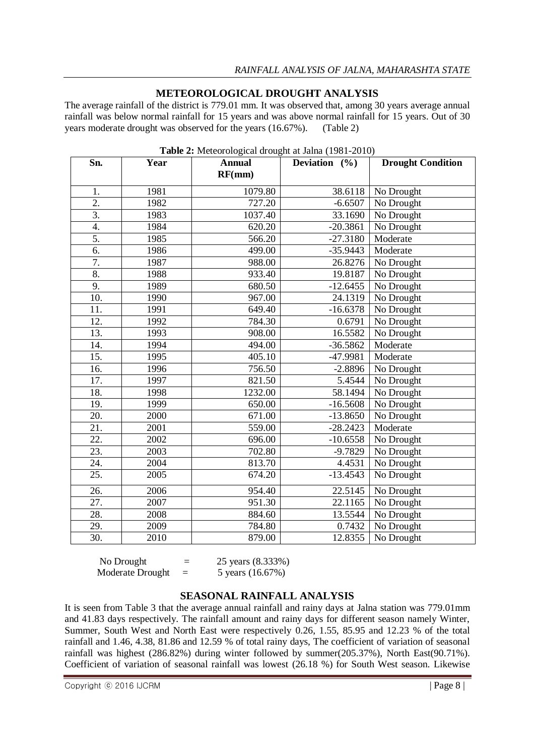## METEOROLOGICAL DROUGHT ANALYSIS

The average rainfall of the district is 779.01 mm. It was observed that, among 30 years average annual rainfall was below normal rainfall for 15 years and was above normal rainfall for 15 years. Out of 30 years moderate drought was observed for the years (16.67%). (Table 2)

**Table 2:** Meteorological drought at Jalna (1981-2010)

| Sn. | Year | Annual RF(mm) | Deviation (%) | Drought Condition |
|---|---|---|---|---|
| 1. | 1981 | 1079.80 | 38.6118 | No Drought |
| 2. | 1982 | 727.20 | -6.6507 | No Drought |
| 3. | 1983 | 1037.40 | 33.1690 | No Drought |
| 4. | 1984 | 620.20 | -20.3861 | No Drought |
| 5. | 1985 | 566.20 | -27.3180 | Moderate |
| 6. | 1986 | 499.00 | -35.9443 | Moderate |
| 7. | 1987 | 988.00 | 26.8276 | No Drought |
| 8. | 1988 | 933.40 | 19.8187 | No Drought |
| 9. | 1989 | 680.50 | -12.6455 | No Drought |
| 10. | 1990 | 967.00 | 24.1319 | No Drought |
| 11. | 1991 | 649.40 | -16.6378 | No Drought |
| 12. | 1992 | 784.30 | 0.6791 | No Drought |
| 13. | 1993 | 908.00 | 16.5582 | No Drought |
| 14. | 1994 | 494.00 | -36.5862 | Moderate |
| 15. | 1995 | 405.10 | -47.9981 | Moderate |
| 16. | 1996 | 756.50 | -2.8896 | No Drought |
| 17. | 1997 | 821.50 | 5.4544 | No Drought |
| 18. | 1998 | 1232.00 | 58.1494 | No Drought |
| 19. | 1999 | 650.00 | -16.5608 | No Drought |
| 20. | 2000 | 671.00 | -13.8650 | No Drought |
| 21. | 2001 | 559.00 | -28.2423 | Moderate |
| 22. | 2002 | 696.00 | -10.6558 | No Drought |
| 23. | 2003 | 702.80 | -9.7829 | No Drought |
| 24. | 2004 | 813.70 | 4.4531 | No Drought |
| 25. | 2005 | 674.20 | -13.4543 | No Drought |
| 26. | 2006 | 954.40 | 22.5145 | No Drought |
| 27. | 2007 | 951.30 | 22.1165 | No Drought |
| 28. | 2008 | 884.60 | 13.5544 | No Drought |
| 29. | 2009 | 784.80 | 0.7432 | No Drought |
| 30. | 2010 | 879.00 | 12.8355 | No Drought |

No Drought = 25 years (8.333%)
Moderate Drought = 5 years (16.67%)

## SEASONAL RAINFALL ANALYSIS

It is seen from Table 3 that the average annual rainfall and rainy days at Jalna station was 779.01mm and 41.83 days respectively. The rainfall amount and rainy days for different season namely Winter, Summer, South West and North East were respectively 0.26, 1.55, 85.95 and 12.23 % of the total rainfall and 1.46, 4.38, 81.86 and 12.59 % of total rainy days, The coefficient of variation of seasonal rainfall was highest (286.82%) during winter followed by summer(205.37%), North East(90.71%). Coefficient of variation of seasonal rainfall was lowest (26.18 %) for South West season. Likewise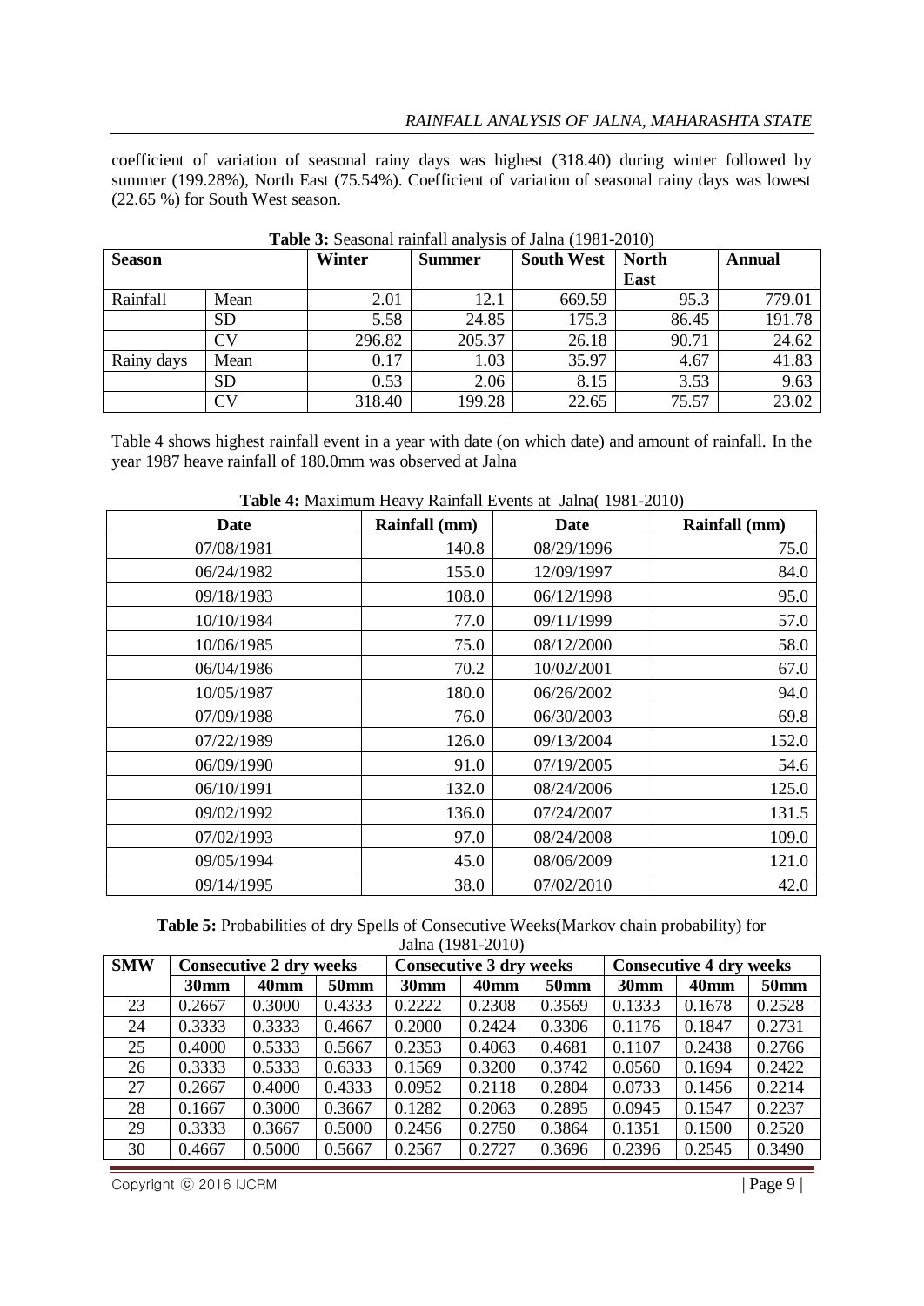coefficient of variation of seasonal rainy days was highest (318.40) during winter followed by summer (199.28%), North East (75.54%). Coefficient of variation of seasonal rainy days was lowest (22.65 %) for South West season.

**Table 3:** Seasonal rainfall analysis of Jalna (1981-2010)

| Season | | Winter | Summer | South West | North East | Annual |
|---|---|---|---|---|---|---|
| Rainfall | Mean | 2.01 | 12.1 | 669.59 | 95.3 | 779.01 |
| | SD | 5.58 | 24.85 | 175.3 | 86.45 | 191.78 |
| | CV | 296.82 | 205.37 | 26.18 | 90.71 | 24.62 |
| Rainy days | Mean | 0.17 | 1.03 | 35.97 | 4.67 | 41.83 |
| | SD | 0.53 | 2.06 | 8.15 | 3.53 | 9.63 |
| | CV | 318.40 | 199.28 | 22.65 | 75.57 | 23.02 |

Table 4 shows highest rainfall event in a year with date (on which date) and amount of rainfall. In the year 1987 heave rainfall of 180.0mm was observed at Jalna

**Table 4:** Maximum Heavy Rainfall Events at Jalna( 1981-2010)

| Date | Rainfall (mm) | Date | Rainfall (mm) |
|---|---|---|---|
| 07/08/1981 | 140.8 | 08/29/1996 | 75.0 |
| 06/24/1982 | 155.0 | 12/09/1997 | 84.0 |
| 09/18/1983 | 108.0 | 06/12/1998 | 95.0 |
| 10/10/1984 | 77.0 | 09/11/1999 | 57.0 |
| 10/06/1985 | 75.0 | 08/12/2000 | 58.0 |
| 06/04/1986 | 70.2 | 10/02/2001 | 67.0 |
| 10/05/1987 | 180.0 | 06/26/2002 | 94.0 |
| 07/09/1988 | 76.0 | 06/30/2003 | 69.8 |
| 07/22/1989 | 126.0 | 09/13/2004 | 152.0 |
| 06/09/1990 | 91.0 | 07/19/2005 | 54.6 |
| 06/10/1991 | 132.0 | 08/24/2006 | 125.0 |
| 09/02/1992 | 136.0 | 07/24/2007 | 131.5 |
| 07/02/1993 | 97.0 | 08/24/2008 | 109.0 |
| 09/05/1994 | 45.0 | 08/06/2009 | 121.0 |
| 09/14/1995 | 38.0 | 07/02/2010 | 42.0 |

**Table 5:** Probabilities of dry Spells of Consecutive Weeks(Markov chain probability) for Jalna (1981-2010)

| SMW | Consecutive 2 dry weeks | | | Consecutive 3 dry weeks | | | Consecutive 4 dry weeks | | |
|---|---|---|---|---|---|---|---|---|---|
| | 30mm | 40mm | 50mm | 30mm | 40mm | 50mm | 30mm | 40mm | 50mm |
| 23 | 0.2667 | 0.3000 | 0.4333 | 0.2222 | 0.2308 | 0.3569 | 0.1333 | 0.1678 | 0.2528 |
| 24 | 0.3333 | 0.3333 | 0.4667 | 0.2000 | 0.2424 | 0.3306 | 0.1176 | 0.1847 | 0.2731 |
| 25 | 0.4000 | 0.5333 | 0.5667 | 0.2353 | 0.4063 | 0.4681 | 0.1107 | 0.2438 | 0.2766 |
| 26 | 0.3333 | 0.5333 | 0.6333 | 0.1569 | 0.3200 | 0.3742 | 0.0560 | 0.1694 | 0.2422 |
| 27 | 0.2667 | 0.4000 | 0.4333 | 0.0952 | 0.2118 | 0.2804 | 0.0733 | 0.1456 | 0.2214 |
| 28 | 0.1667 | 0.3000 | 0.3667 | 0.1282 | 0.2063 | 0.2895 | 0.0945 | 0.1547 | 0.2237 |
| 29 | 0.3333 | 0.3667 | 0.5000 | 0.2456 | 0.2750 | 0.3864 | 0.1351 | 0.1500 | 0.2520 |
| 30 | 0.4667 | 0.5000 | 0.5667 | 0.2567 | 0.2727 | 0.3696 | 0.2396 | 0.2545 | 0.3490 |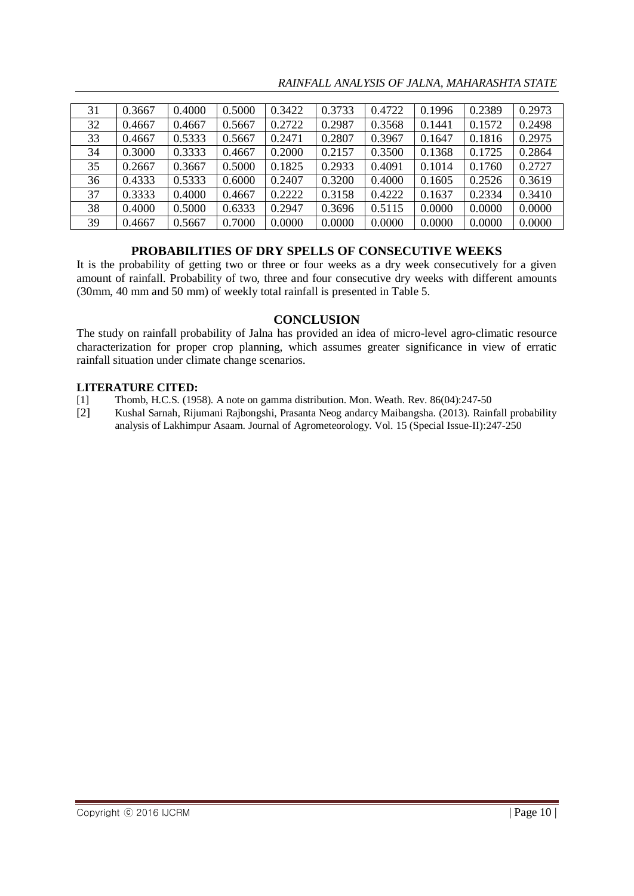| | | | | | | | | | |
|---|---|---|---|---|---|---|---|---|---|
| 31 | 0.3667 | 0.4000 | 0.5000 | 0.3422 | 0.3733 | 0.4722 | 0.1996 | 0.2389 | 0.2973 |
| 32 | 0.4667 | 0.4667 | 0.5667 | 0.2722 | 0.2987 | 0.3568 | 0.1441 | 0.1572 | 0.2498 |
| 33 | 0.4667 | 0.5333 | 0.5667 | 0.2471 | 0.2807 | 0.3967 | 0.1647 | 0.1816 | 0.2975 |
| 34 | 0.3000 | 0.3333 | 0.4667 | 0.2000 | 0.2157 | 0.3500 | 0.1368 | 0.1725 | 0.2864 |
| 35 | 0.2667 | 0.3667 | 0.5000 | 0.1825 | 0.2933 | 0.4091 | 0.1014 | 0.1760 | 0.2727 |
| 36 | 0.4333 | 0.5333 | 0.6000 | 0.2407 | 0.3200 | 0.4000 | 0.1605 | 0.2526 | 0.3619 |
| 37 | 0.3333 | 0.4000 | 0.4667 | 0.2222 | 0.3158 | 0.4222 | 0.1637 | 0.2334 | 0.3410 |
| 38 | 0.4000 | 0.5000 | 0.6333 | 0.2947 | 0.3696 | 0.5115 | 0.0000 | 0.0000 | 0.0000 |
| 39 | 0.4667 | 0.5667 | 0.7000 | 0.0000 | 0.0000 | 0.0000 | 0.0000 | 0.0000 | 0.0000 |

## PROBABILITIES OF DRY SPELLS OF CONSECUTIVE WEEKS

It is the probability of getting two or three or four weeks as a dry week consecutively for a given amount of rainfall. Probability of two, three and four consecutive dry weeks with different amounts (30mm, 40 mm and 50 mm) of weekly total rainfall is presented in Table 5.

## CONCLUSION

The study on rainfall probability of Jalna has provided an idea of micro-level agro-climatic resource characterization for proper crop planning, which assumes greater significance in view of erratic rainfall situation under climate change scenarios.

**LITERATURE CITED:**

[1] Thomb, H.C.S. (1958). A note on gamma distribution. Mon. Weath. Rev. 86(04):247-50

[2] Kushal Sarnah, Rijumani Rajbongshi, Prasanta Neog andarcy Maibangsha. (2013). Rainfall probability analysis of Lakhimpur Asaam. Journal of Agrometeorology. Vol. 15 (Special Issue-II):247-250